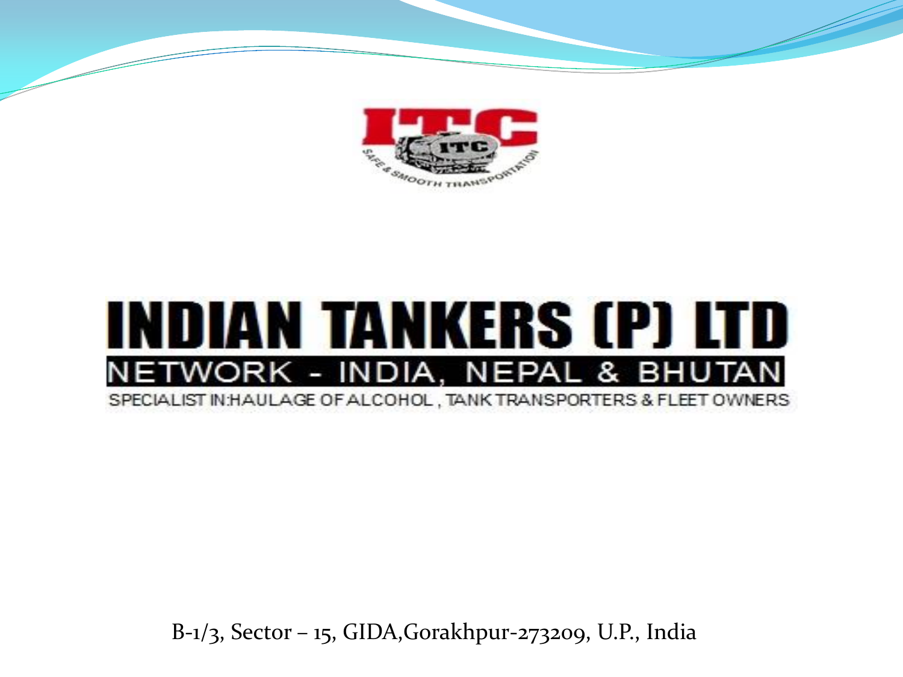ITC

SAFE & SMOOTH TRANSPORTATION

# INDIAN TANKERS (P) LTD

NETWORK - INDIA, NEPAL & BHUTAN

SPECIALIST IN:HAULAGE OF ALCOHOL , TANK TRANSPORTERS & FLEET OWNERS

B-1/3, Sector – 15, GIDA,Gorakhpur-273209, U.P., India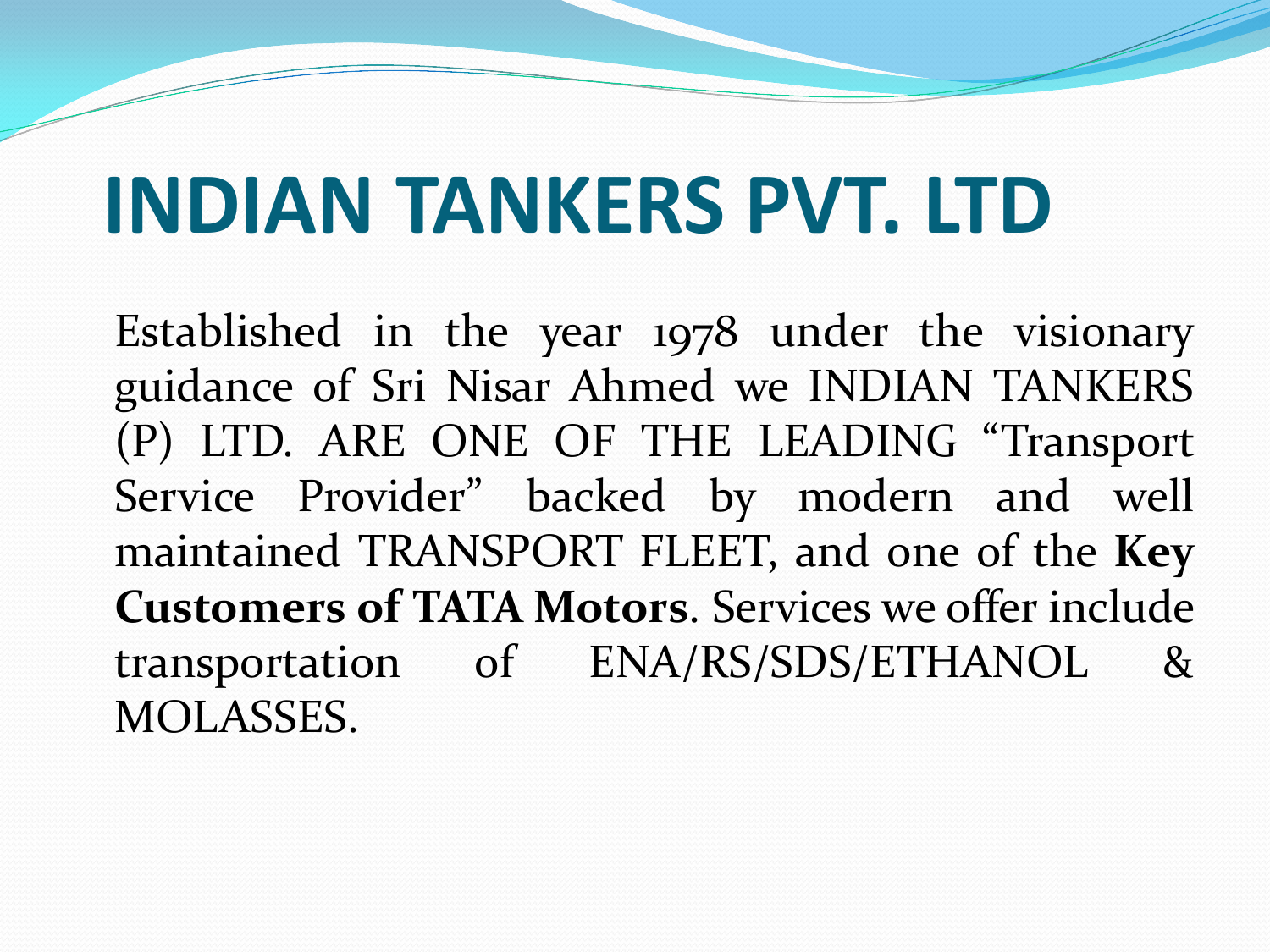# INDIAN TANKERS PVT. LTD

Established in the year 1978 under the visionary guidance of Sri Nisar Ahmed we INDIAN TANKERS (P) LTD. ARE ONE OF THE LEADING "Transport Service Provider" backed by modern and well maintained TRANSPORT FLEET, and one of the **Key Customers of TATA Motors**. Services we offer include transportation of ENA/RS/SDS/ETHANOL & MOLASSES.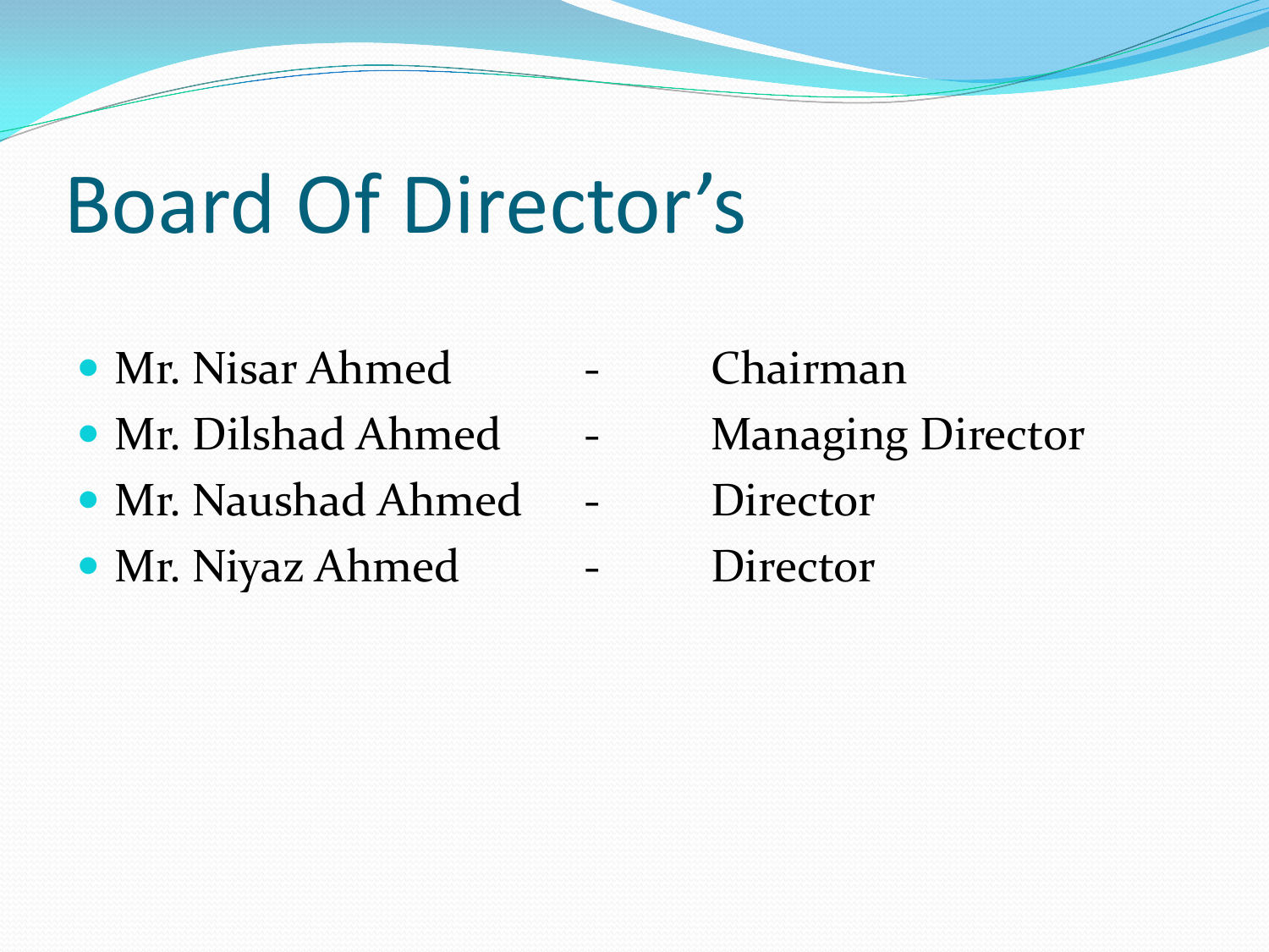# Board Of Director's

- Mr. Nisar Ahmed - Chairman
- Mr. Dilshad Ahmed - Managing Director
- Mr. Naushad Ahmed - Director
- Mr. Niyaz Ahmed - Director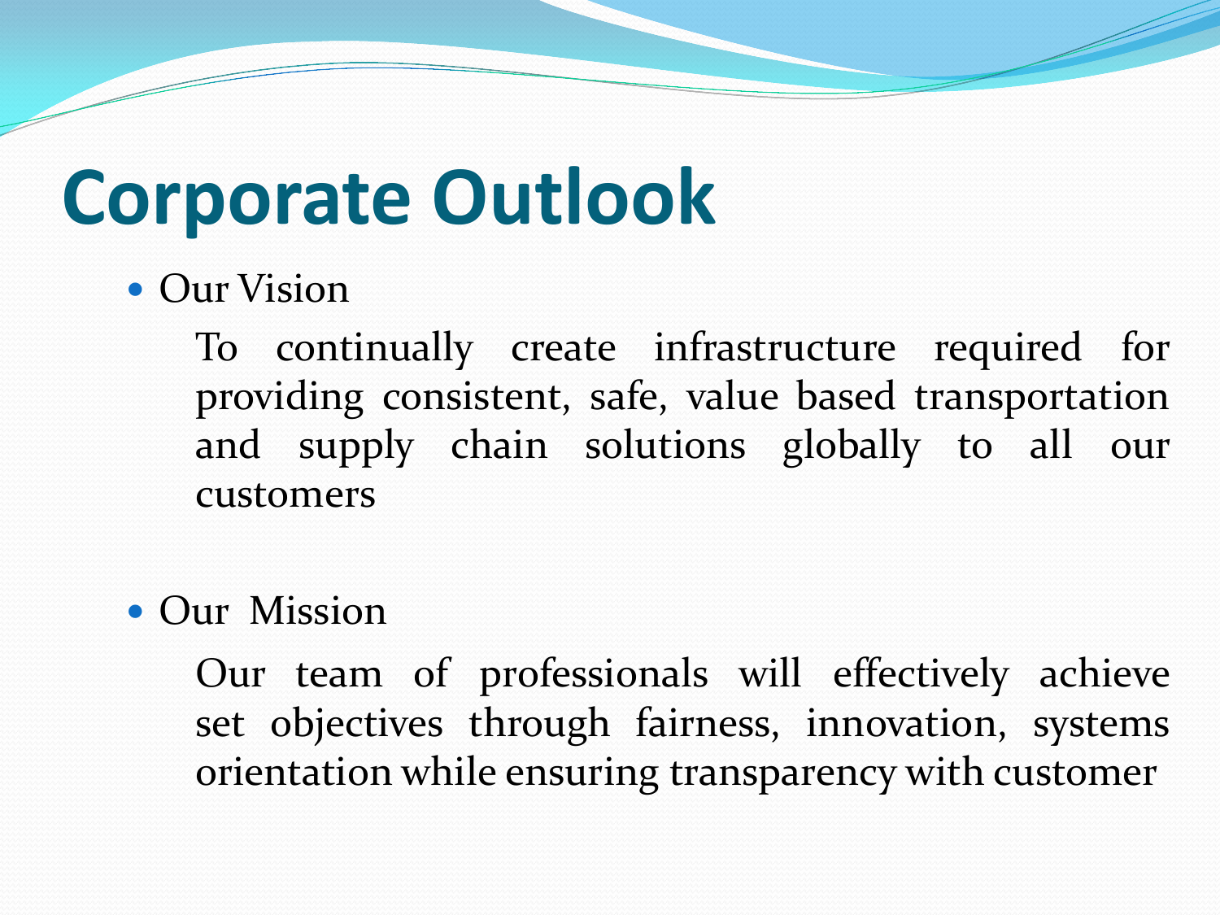# Corporate Outlook

- Our Vision

  To continually create infrastructure required for providing consistent, safe, value based transportation and supply chain solutions globally to all our customers

- Our Mission

  Our team of professionals will effectively achieve set objectives through fairness, innovation, systems orientation while ensuring transparency with customer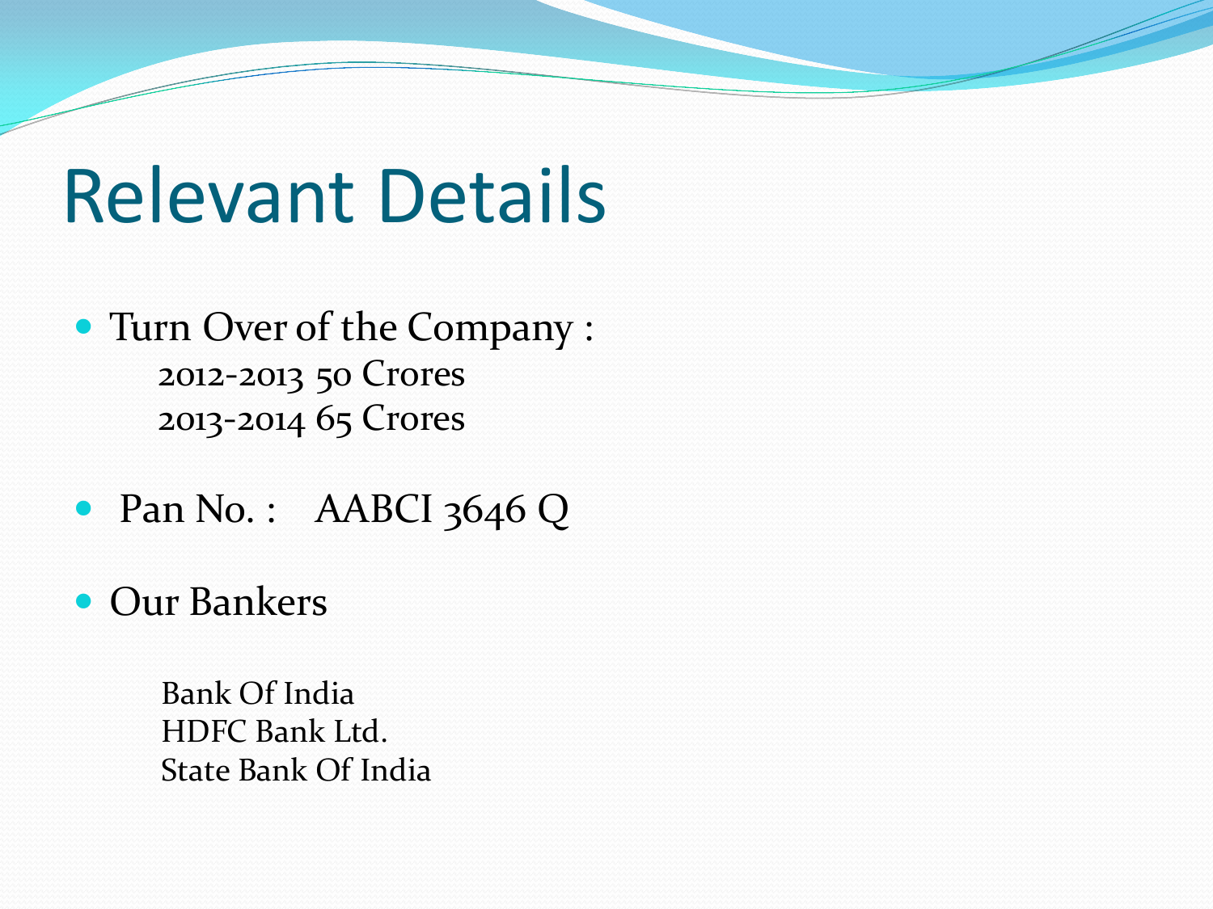# Relevant Details

- Turn Over of the Company :

  2012-2013 50 Crores

  2013-2014 65 Crores

- Pan No. : AABCI 3646 Q

- Our Bankers

  Bank Of India

  HDFC Bank Ltd.

  State Bank Of India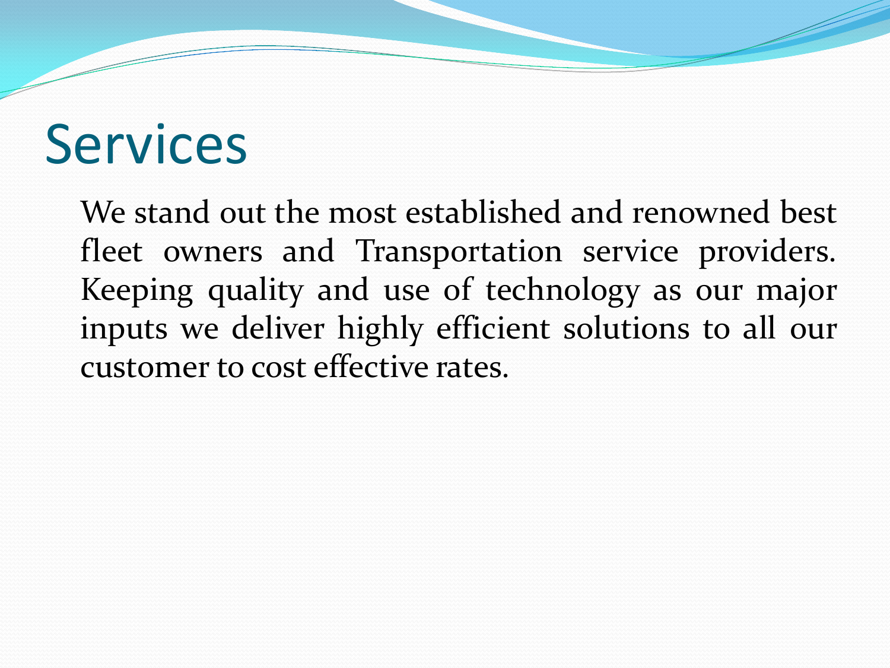# Services

We stand out the most established and renowned best fleet owners and Transportation service providers. Keeping quality and use of technology as our major inputs we deliver highly efficient solutions to all our customer to cost effective rates.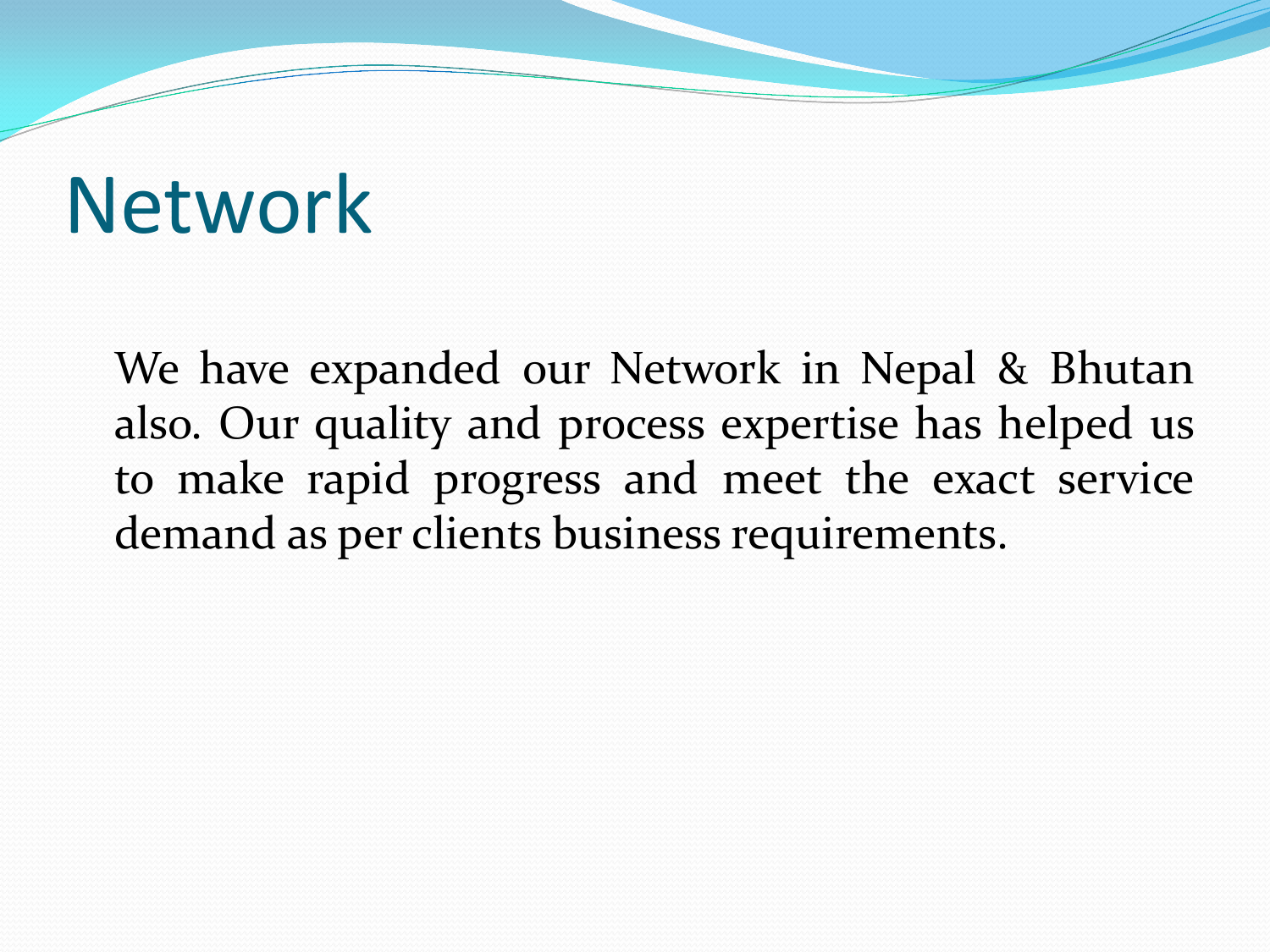# Network

We have expanded our Network in Nepal & Bhutan also. Our quality and process expertise has helped us to make rapid progress and meet the exact service demand as per clients business requirements.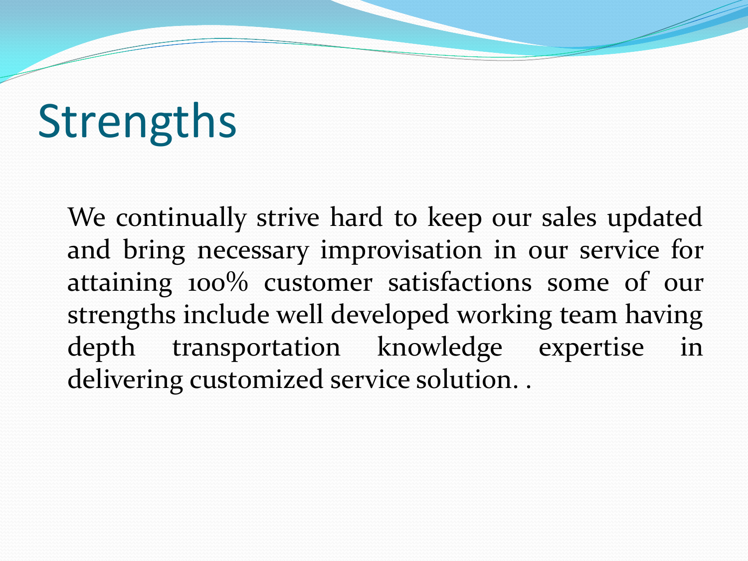# Strengths

We continually strive hard to keep our sales updated and bring necessary improvisation in our service for attaining 100% customer satisfactions some of our strengths include well developed working team having depth transportation knowledge expertise in delivering customized service solution. .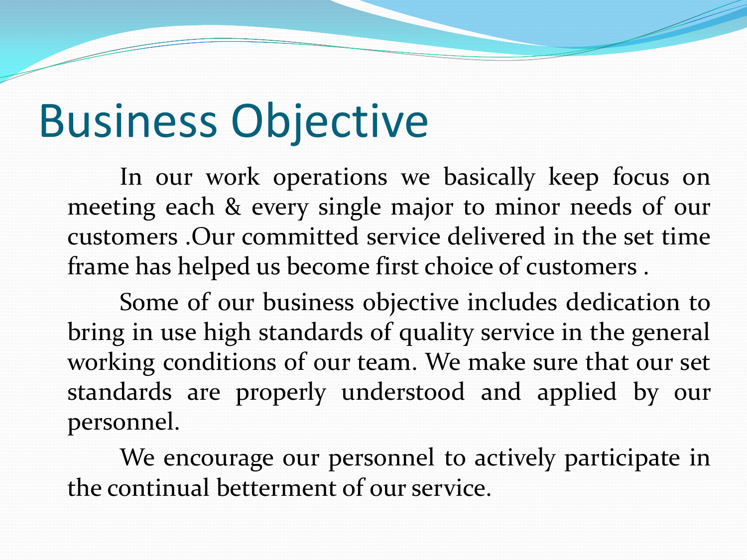# Business Objective

In our work operations we basically keep focus on meeting each & every single major to minor needs of our customers .Our committed service delivered in the set time frame has helped us become first choice of customers .

Some of our business objective includes dedication to bring in use high standards of quality service in the general working conditions of our team. We make sure that our set standards are properly understood and applied by our personnel.

We encourage our personnel to actively participate in the continual betterment of our service.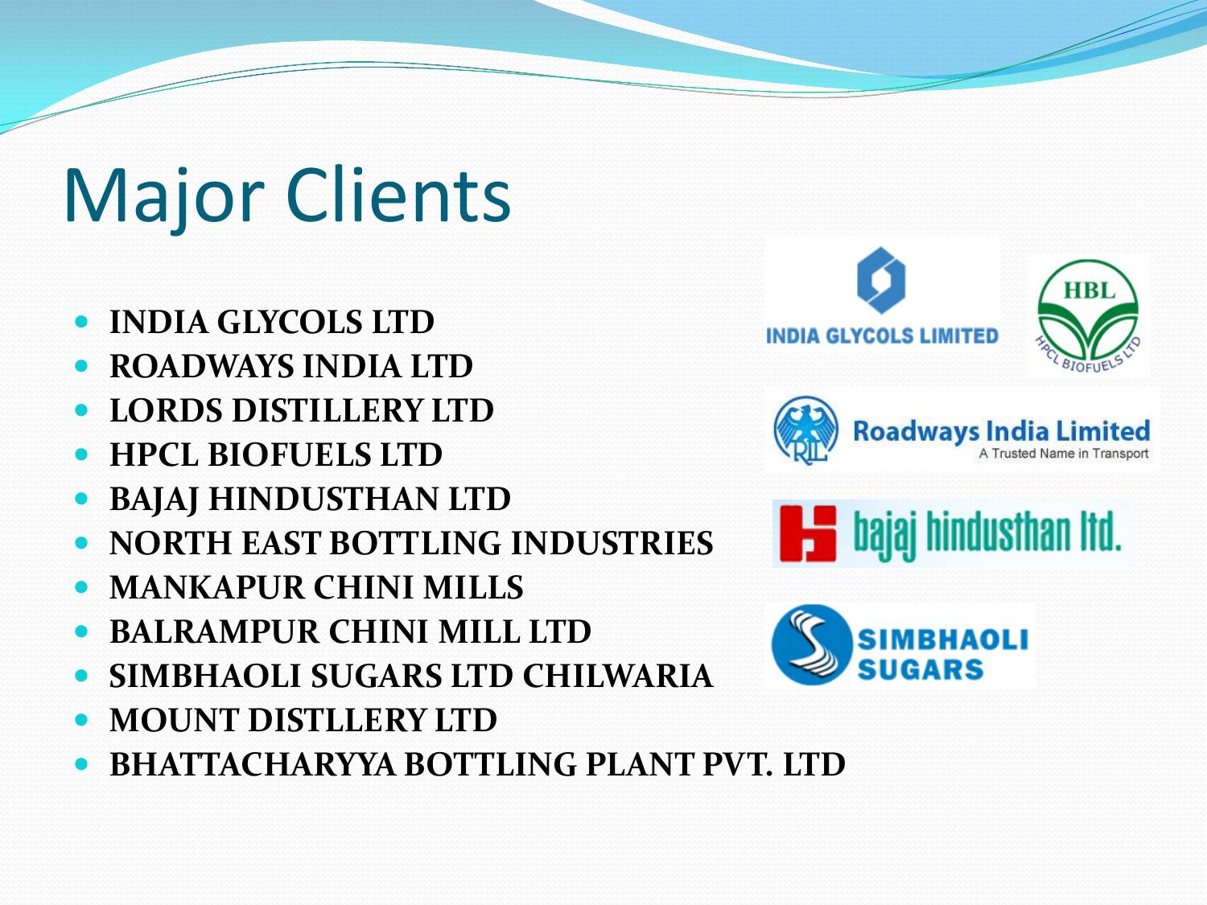# Major Clients

- **INDIA GLYCOLS LTD**
- **ROADWAYS INDIA LTD**
- **LORDS DISTILLERY LTD**
- **HPCL BIOFUELS LTD**
- **BAJAJ HINDUSTHAN LTD**
- **NORTH EAST BOTTLING INDUSTRIES**
- **MANKAPUR CHINI MILLS**
- **BALRAMPUR CHINI MILL LTD**
- **SIMBHAOLI SUGARS LTD CHILWARIA**
- **MOUNT DISTLLERY LTD**
- **BHATTACHARYYA BOTTLING PLANT PVT. LTD**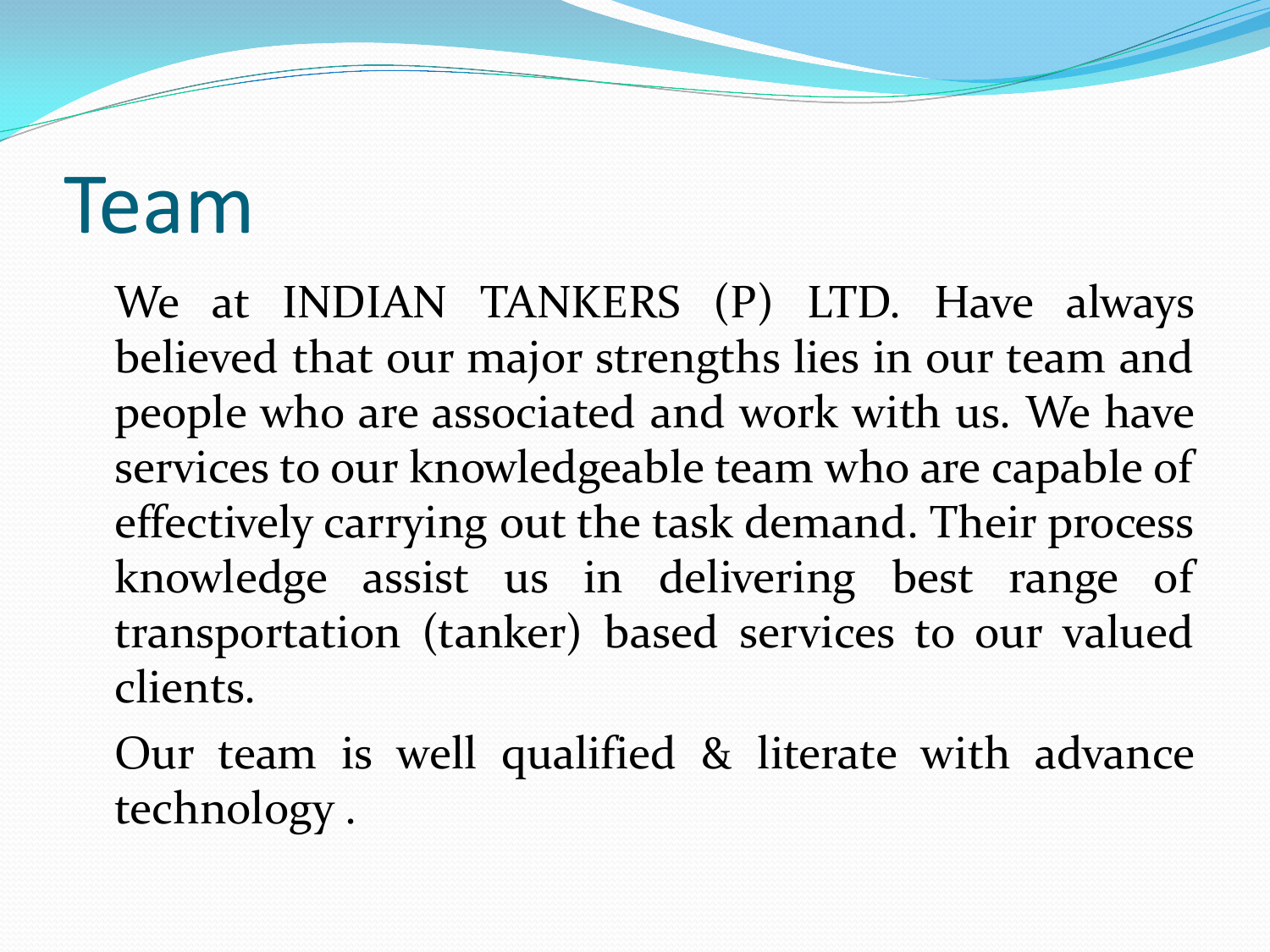# Team

We at INDIAN TANKERS (P) LTD. Have always believed that our major strengths lies in our team and people who are associated and work with us. We have services to our knowledgeable team who are capable of effectively carrying out the task demand. Their process knowledge assist us in delivering best range of transportation (tanker) based services to our valued clients.

Our team is well qualified & literate with advance technology .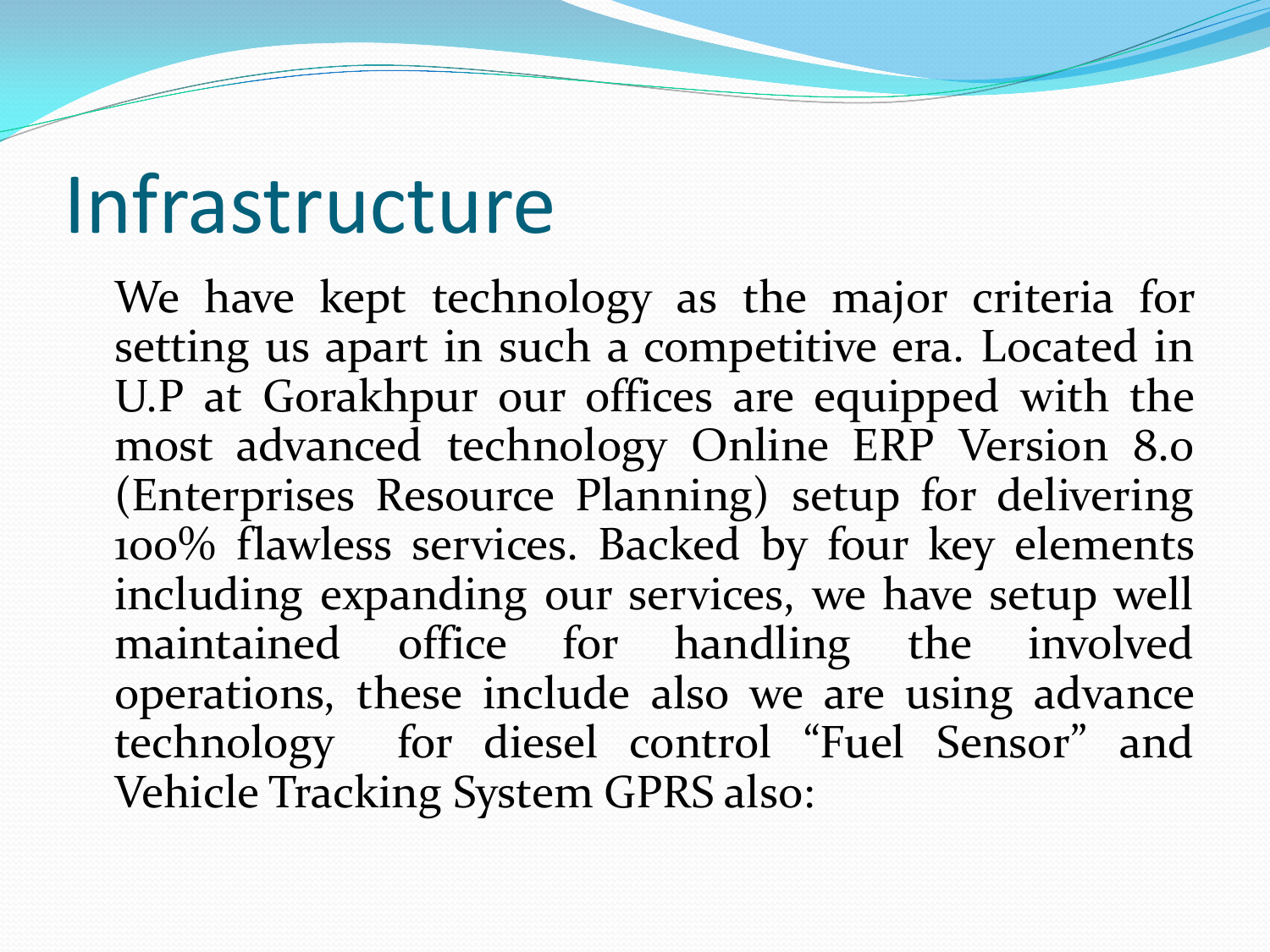# Infrastructure

We have kept technology as the major criteria for setting us apart in such a competitive era. Located in U.P at Gorakhpur our offices are equipped with the most advanced technology Online ERP Version 8.0 (Enterprises Resource Planning) setup for delivering 100% flawless services. Backed by four key elements including expanding our services, we have setup well maintained office for handling the involved operations, these include also we are using advance technology for diesel control "Fuel Sensor" and Vehicle Tracking System GPRS also: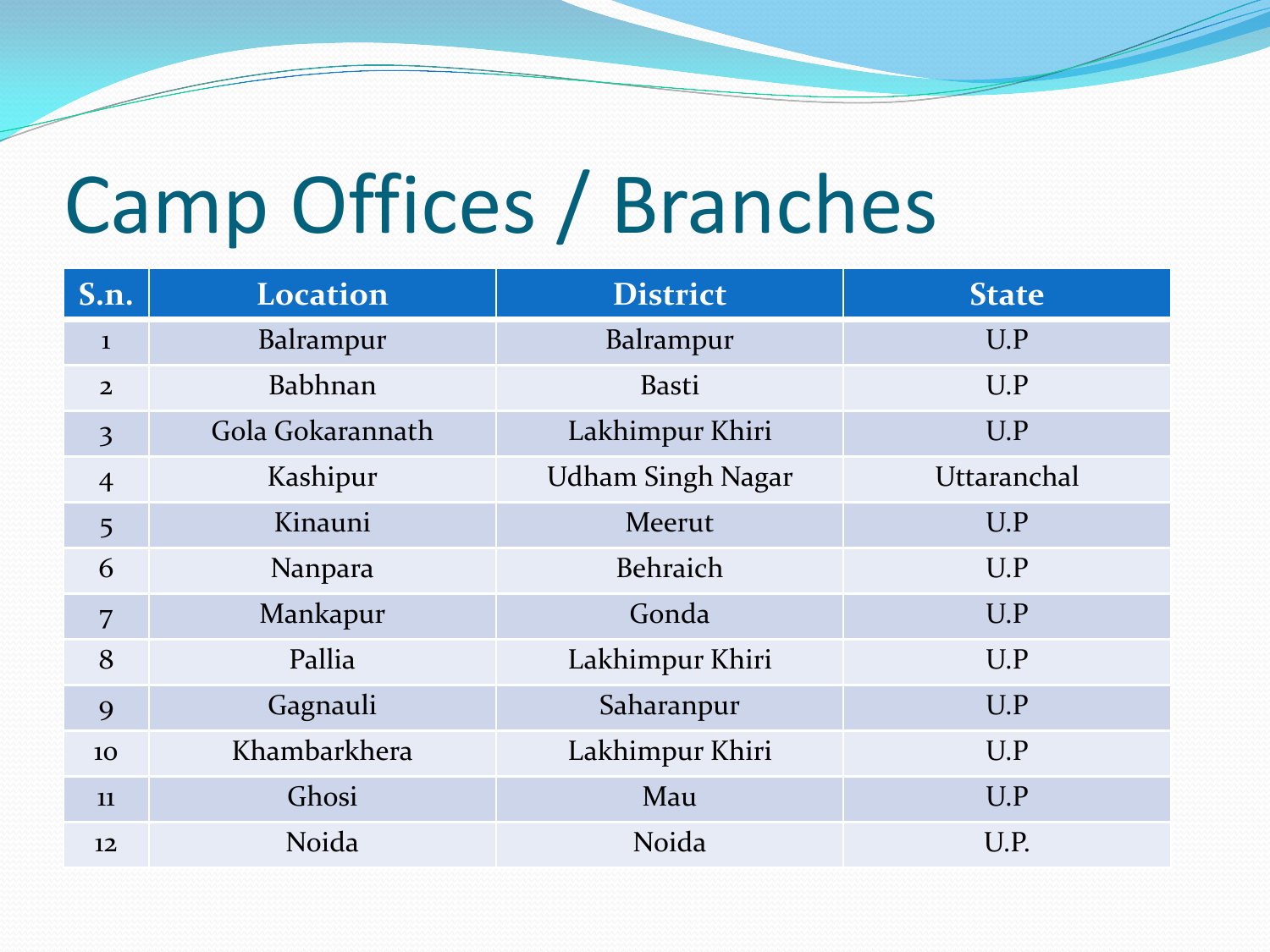# Camp Offices / Branches

| S.n. | Location | District | State |
|---|---|---|---|
| 1 | Balrampur | Balrampur | U.P |
| 2 | Babhnan | Basti | U.P |
| 3 | Gola Gokarannath | Lakhimpur Khiri | U.P |
| 4 | Kashipur | Udham Singh Nagar | Uttaranchal |
| 5 | Kinauni | Meerut | U.P |
| 6 | Nanpara | Behraich | U.P |
| 7 | Mankapur | Gonda | U.P |
| 8 | Pallia | Lakhimpur Khiri | U.P |
| 9 | Gagnauli | Saharanpur | U.P |
| 10 | Khambarkhera | Lakhimpur Khiri | U.P |
| 11 | Ghosi | Mau | U.P |
| 12 | Noida | Noida | U.P. |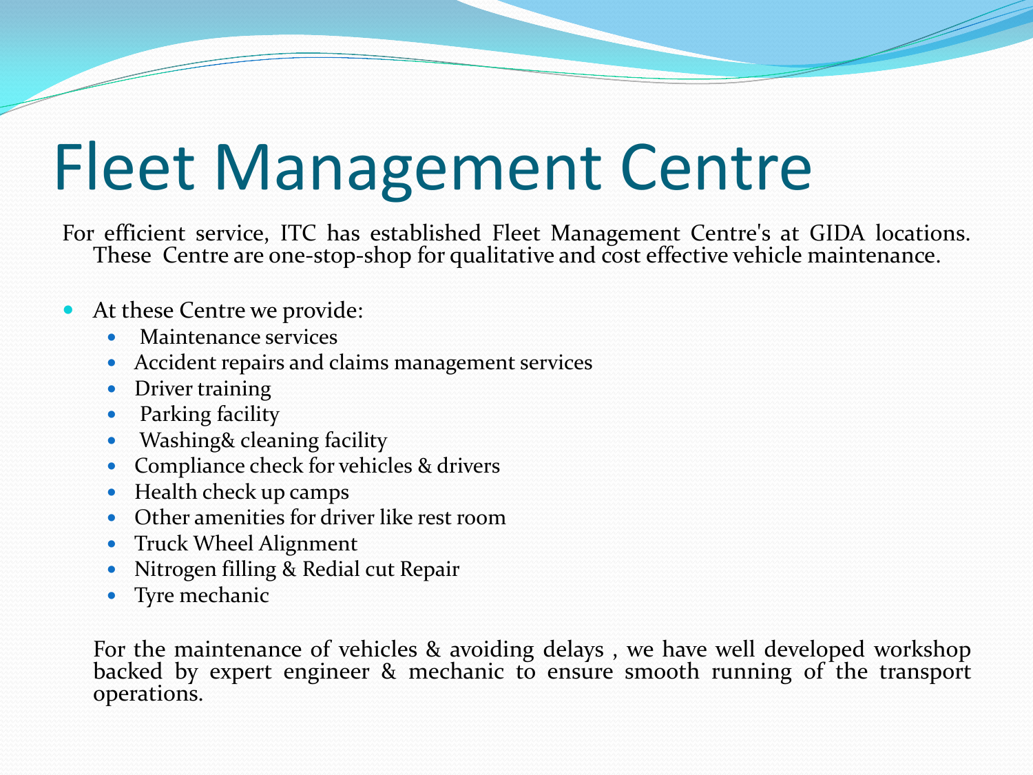# Fleet Management Centre

For efficient service, ITC has established Fleet Management Centre's at GIDA locations. These Centre are one-stop-shop for qualitative and cost effective vehicle maintenance.

- At these Centre we provide:
  - Maintenance services
  - Accident repairs and claims management services
  - Driver training
  - Parking facility
  - Washing& cleaning facility
  - Compliance check for vehicles & drivers
  - Health check up camps
  - Other amenities for driver like rest room
  - Truck Wheel Alignment
  - Nitrogen filling & Redial cut Repair
  - Tyre mechanic

For the maintenance of vehicles & avoiding delays , we have well developed workshop backed by expert engineer & mechanic to ensure smooth running of the transport operations.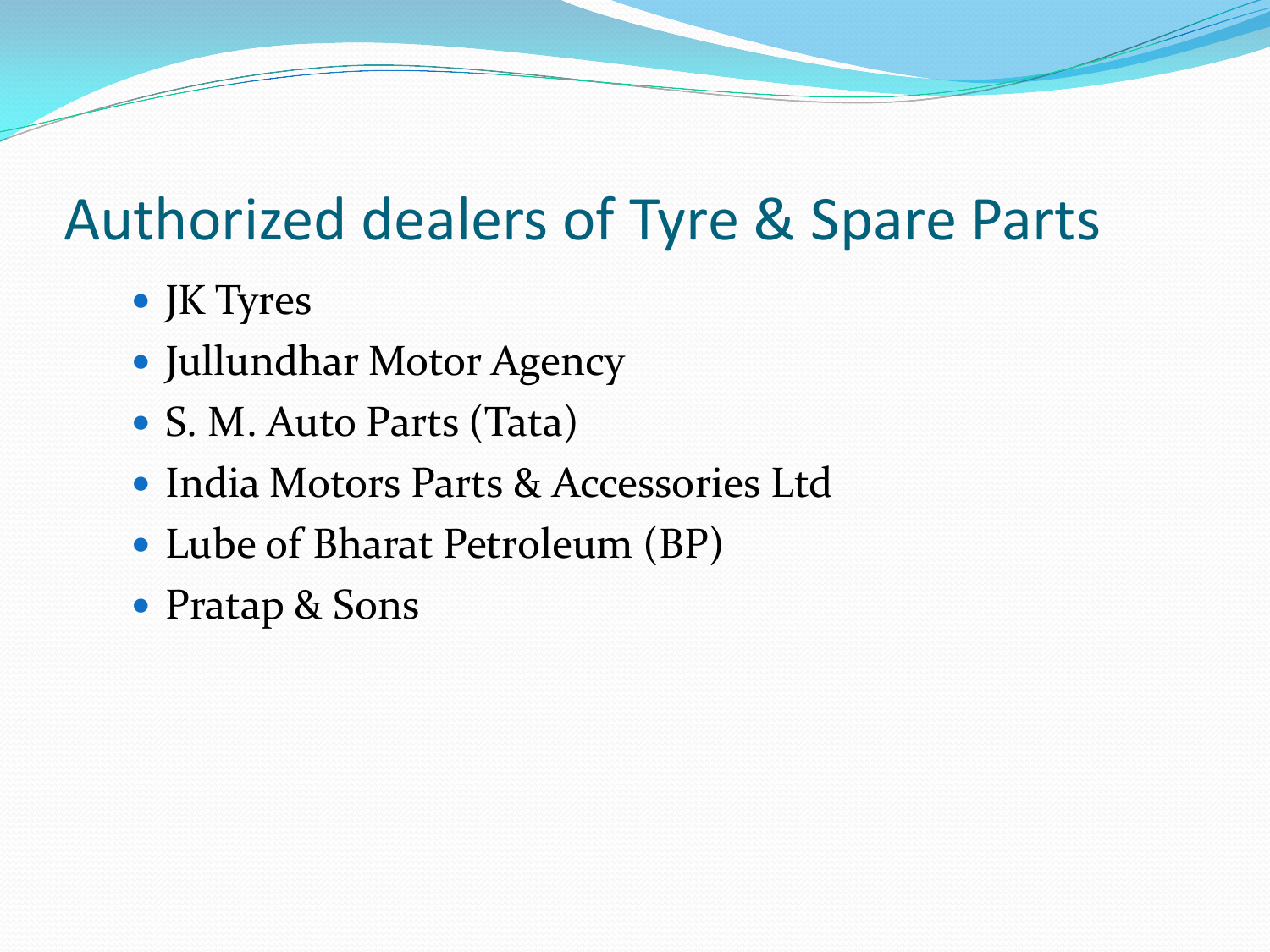# Authorized dealers of Tyre & Spare Parts

- JK Tyres
- Jullundhar Motor Agency
- S. M. Auto Parts (Tata)
- India Motors Parts & Accessories Ltd
- Lube of Bharat Petroleum (BP)
- Pratap & Sons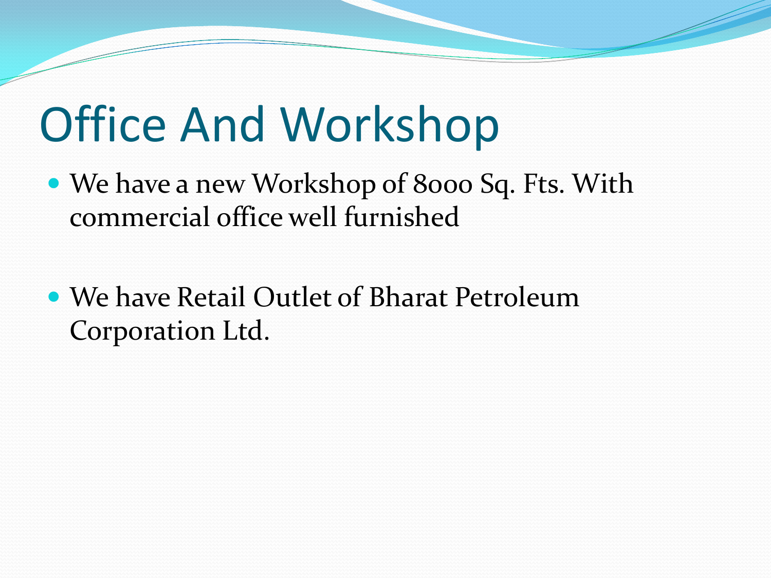# Office And Workshop

- We have a new Workshop of 8000 Sq. Fts. With commercial office well furnished

- We have Retail Outlet of Bharat Petroleum Corporation Ltd.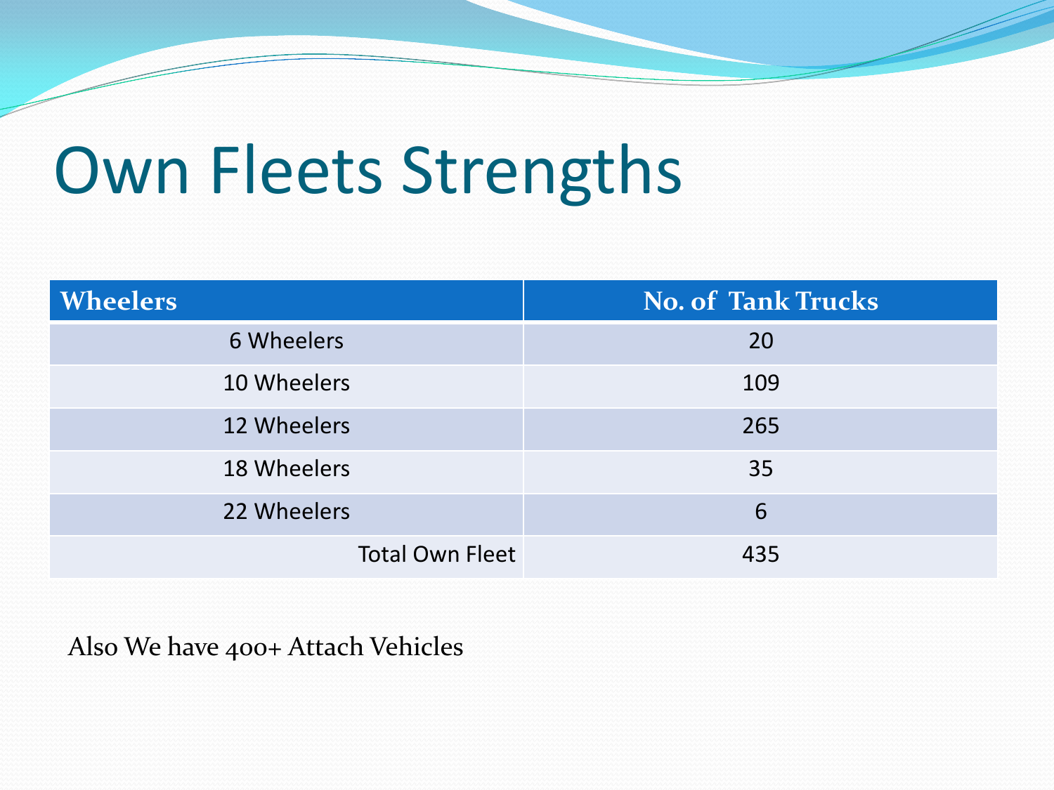# Own Fleets Strengths

| Wheelers | No. of Tank Trucks |
| --- | --- |
| 6 Wheelers | 20 |
| 10 Wheelers | 109 |
| 12 Wheelers | 265 |
| 18 Wheelers | 35 |
| 22 Wheelers | 6 |
| Total Own Fleet | 435 |

Also We have 400+ Attach Vehicles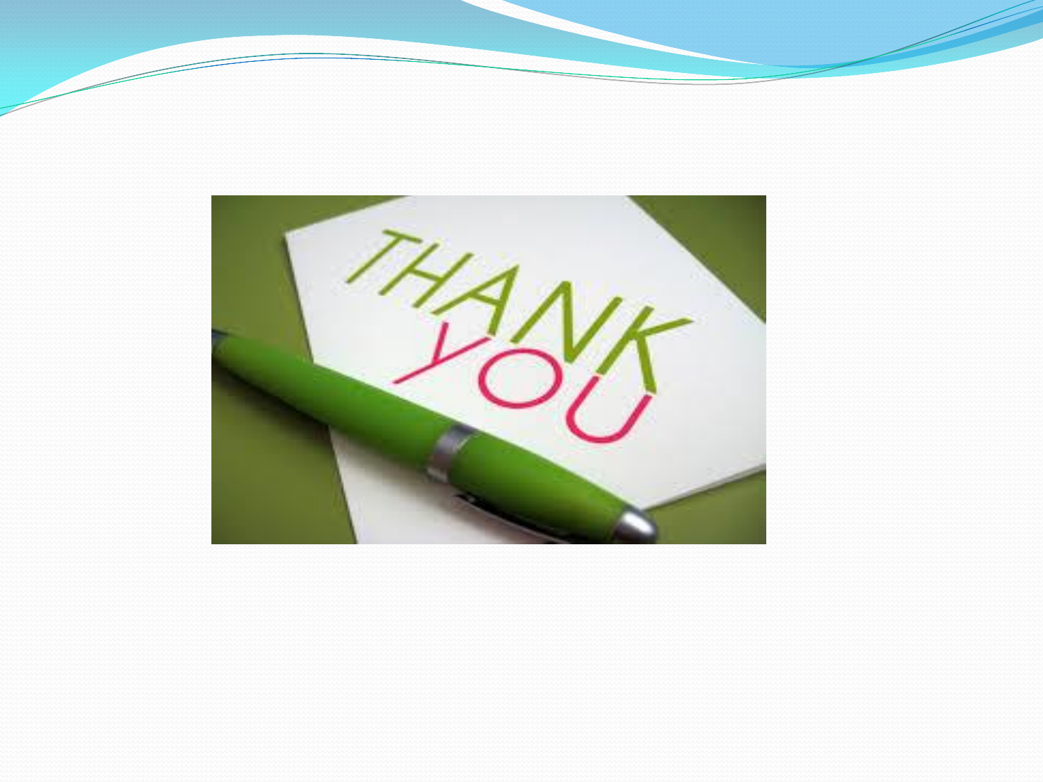THANK YOU